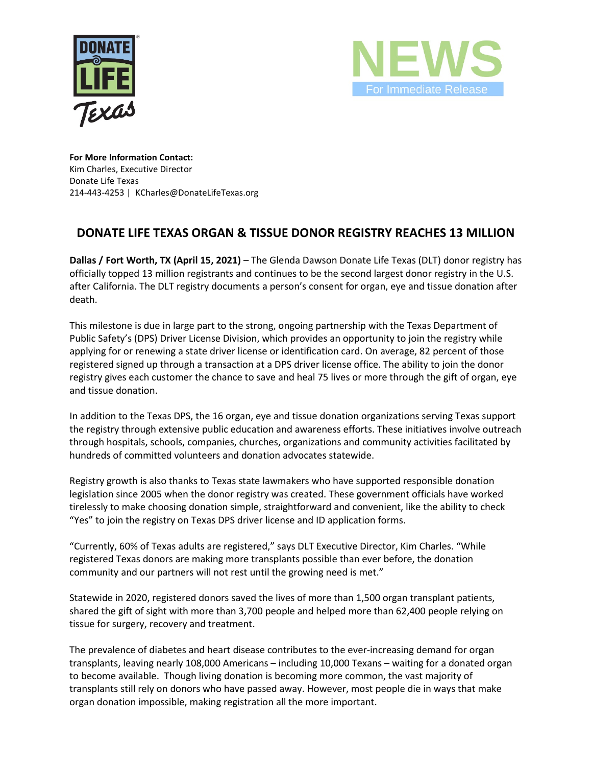NEWS

For Immediate Release

**For More Information Contact:**
Kim Charles, Executive Director
Donate Life Texas
214-443-4253 | KCharles@DonateLifeTexas.org

## DONATE LIFE TEXAS ORGAN & TISSUE DONOR REGISTRY REACHES 13 MILLION

**Dallas / Fort Worth, TX (April 15, 2021)** – The Glenda Dawson Donate Life Texas (DLT) donor registry has officially topped 13 million registrants and continues to be the second largest donor registry in the U.S. after California. The DLT registry documents a person's consent for organ, eye and tissue donation after death.

This milestone is due in large part to the strong, ongoing partnership with the Texas Department of Public Safety's (DPS) Driver License Division, which provides an opportunity to join the registry while applying for or renewing a state driver license or identification card. On average, 82 percent of those registered signed up through a transaction at a DPS driver license office. The ability to join the donor registry gives each customer the chance to save and heal 75 lives or more through the gift of organ, eye and tissue donation.

In addition to the Texas DPS, the 16 organ, eye and tissue donation organizations serving Texas support the registry through extensive public education and awareness efforts. These initiatives involve outreach through hospitals, schools, companies, churches, organizations and community activities facilitated by hundreds of committed volunteers and donation advocates statewide.

Registry growth is also thanks to Texas state lawmakers who have supported responsible donation legislation since 2005 when the donor registry was created. These government officials have worked tirelessly to make choosing donation simple, straightforward and convenient, like the ability to check "Yes" to join the registry on Texas DPS driver license and ID application forms.

"Currently, 60% of Texas adults are registered," says DLT Executive Director, Kim Charles. "While registered Texas donors are making more transplants possible than ever before, the donation community and our partners will not rest until the growing need is met."

Statewide in 2020, registered donors saved the lives of more than 1,500 organ transplant patients, shared the gift of sight with more than 3,700 people and helped more than 62,400 people relying on tissue for surgery, recovery and treatment.

The prevalence of diabetes and heart disease contributes to the ever-increasing demand for organ transplants, leaving nearly 108,000 Americans – including 10,000 Texans – waiting for a donated organ to become available. Though living donation is becoming more common, the vast majority of transplants still rely on donors who have passed away. However, most people die in ways that make organ donation impossible, making registration all the more important.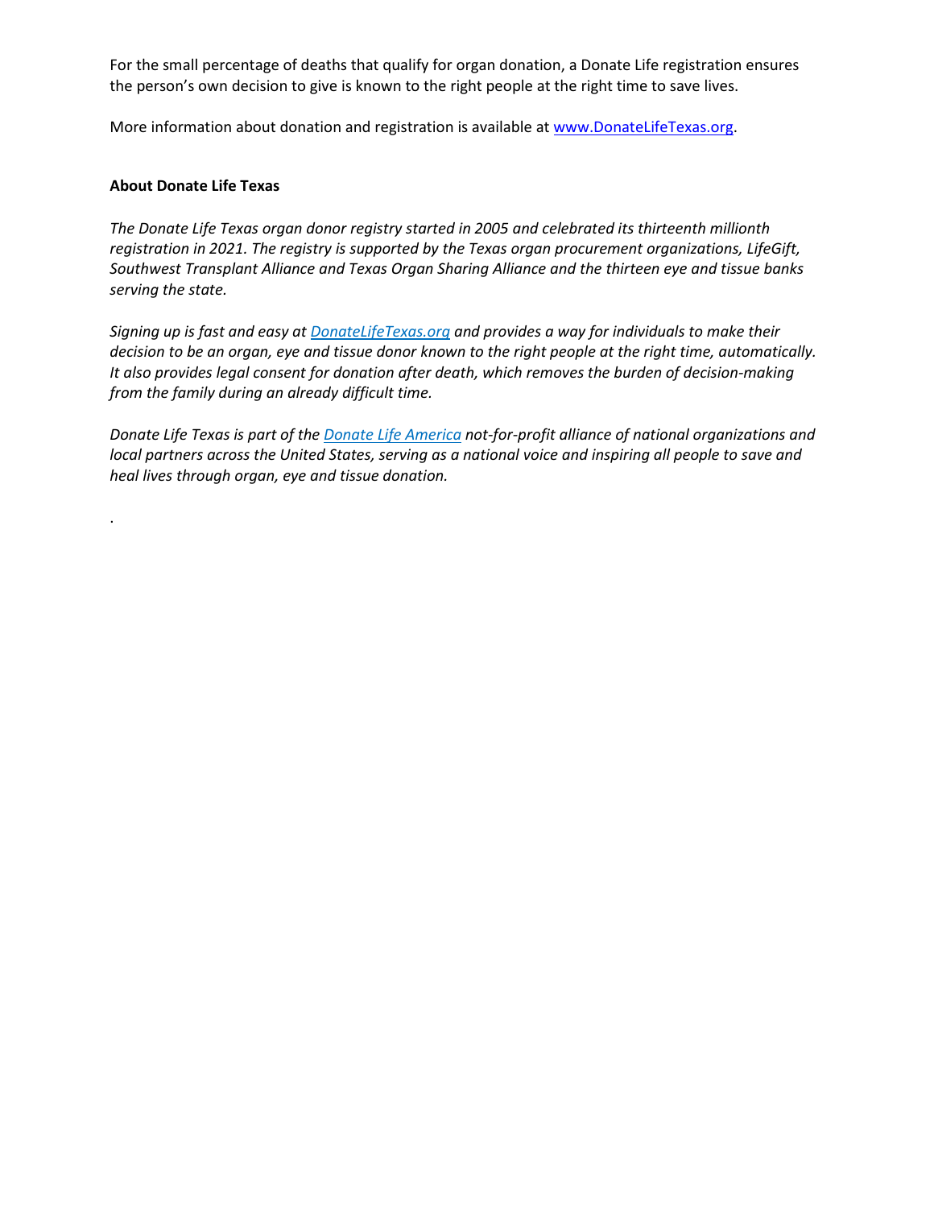For the small percentage of deaths that qualify for organ donation, a Donate Life registration ensures the person's own decision to give is known to the right people at the right time to save lives.

More information about donation and registration is available at [www.DonateLifeTexas.org](http://www.DonateLifeTexas.org).

**About Donate Life Texas**

*The Donate Life Texas organ donor registry started in 2005 and celebrated its thirteenth millionth registration in 2021. The registry is supported by the Texas organ procurement organizations, LifeGift, Southwest Transplant Alliance and Texas Organ Sharing Alliance and the thirteen eye and tissue banks serving the state.*

*Signing up is fast and easy at [DonateLifeTexas.org](http://DonateLifeTexas.org) and provides a way for individuals to make their decision to be an organ, eye and tissue donor known to the right people at the right time, automatically. It also provides legal consent for donation after death, which removes the burden of decision-making from the family during an already difficult time.*

*Donate Life Texas is part of the [Donate Life America](#) not-for-profit alliance of national organizations and local partners across the United States, serving as a national voice and inspiring all people to save and heal lives through organ, eye and tissue donation.*

.